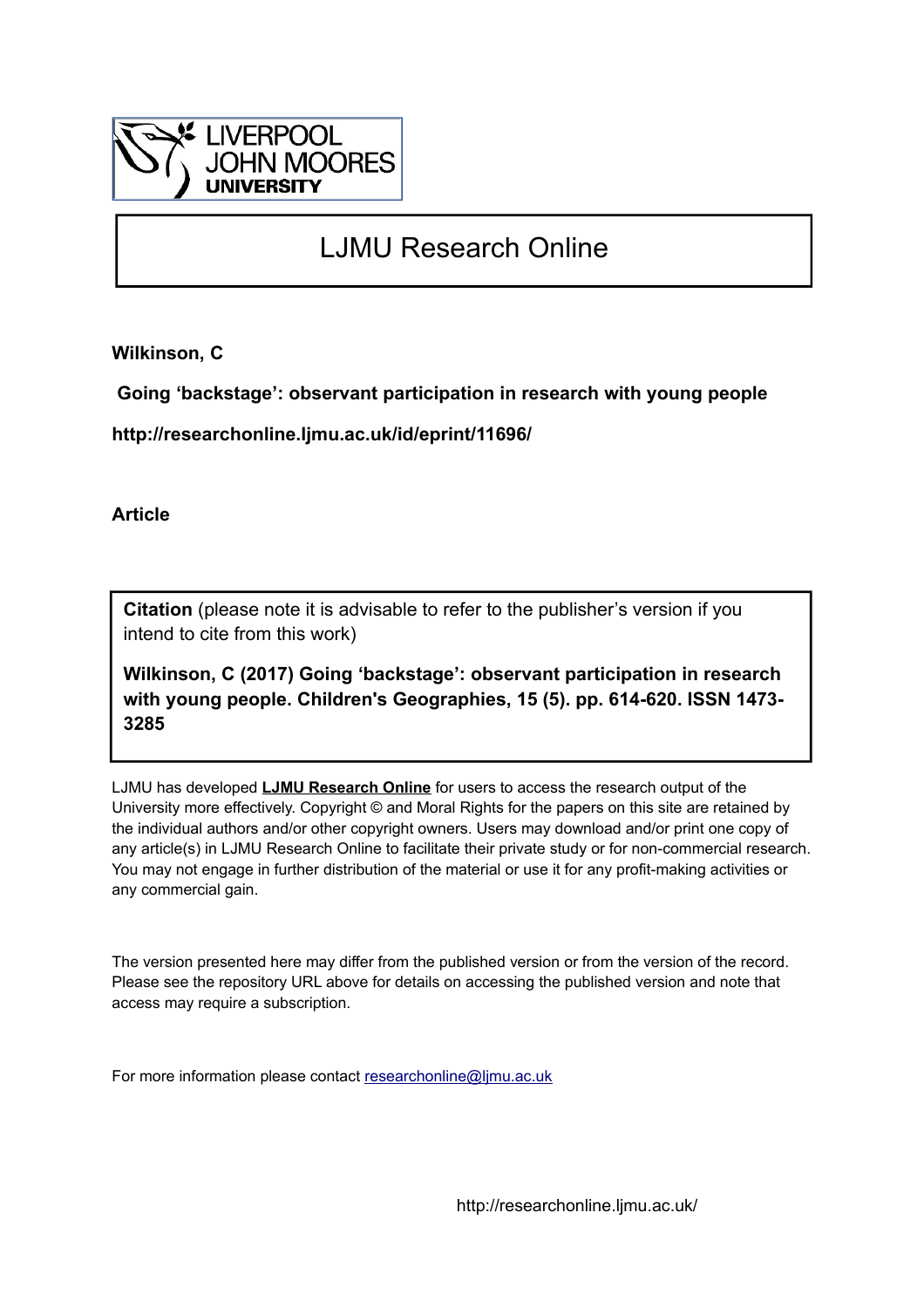LIVERPOOL JOHN MOORES UNIVERSITY

# LJMU Research Online

**Wilkinson, C**

**Going 'backstage': observant participation in research with young people**

**http://researchonline.ljmu.ac.uk/id/eprint/11696/**

**Article**

**Citation** (please note it is advisable to refer to the publisher's version if you intend to cite from this work)

**Wilkinson, C (2017) Going 'backstage': observant participation in research with young people. Children's Geographies, 15 (5). pp. 614-620. ISSN 1473-3285**

LJMU has developed **LJMU Research Online** for users to access the research output of the University more effectively. Copyright © and Moral Rights for the papers on this site are retained by the individual authors and/or other copyright owners. Users may download and/or print one copy of any article(s) in LJMU Research Online to facilitate their private study or for non-commercial research. You may not engage in further distribution of the material or use it for any profit-making activities or any commercial gain.

The version presented here may differ from the published version or from the version of the record. Please see the repository URL above for details on accessing the published version and note that access may require a subscription.

For more information please contact researchonline@ljmu.ac.uk

http://researchonline.ljmu.ac.uk/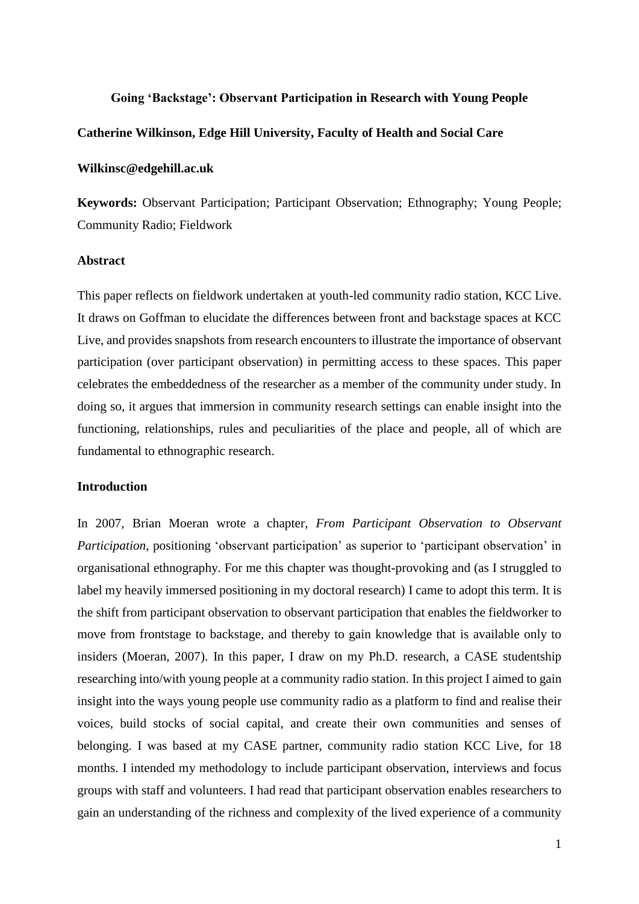**Going 'Backstage': Observant Participation in Research with Young People**

**Catherine Wilkinson, Edge Hill University, Faculty of Health and Social Care**

**Wilkinsc@edgehill.ac.uk**

**Keywords:** Observant Participation; Participant Observation; Ethnography; Young People; Community Radio; Fieldwork

## Abstract

This paper reflects on fieldwork undertaken at youth-led community radio station, KCC Live. It draws on Goffman to elucidate the differences between front and backstage spaces at KCC Live, and provides snapshots from research encounters to illustrate the importance of observant participation (over participant observation) in permitting access to these spaces. This paper celebrates the embeddedness of the researcher as a member of the community under study. In doing so, it argues that immersion in community research settings can enable insight into the functioning, relationships, rules and peculiarities of the place and people, all of which are fundamental to ethnographic research.

## Introduction

In 2007, Brian Moeran wrote a chapter, *From Participant Observation to Observant Participation*, positioning 'observant participation' as superior to 'participant observation' in organisational ethnography. For me this chapter was thought-provoking and (as I struggled to label my heavily immersed positioning in my doctoral research) I came to adopt this term. It is the shift from participant observation to observant participation that enables the fieldworker to move from frontstage to backstage, and thereby to gain knowledge that is available only to insiders (Moeran, 2007). In this paper, I draw on my Ph.D. research, a CASE studentship researching into/with young people at a community radio station. In this project I aimed to gain insight into the ways young people use community radio as a platform to find and realise their voices, build stocks of social capital, and create their own communities and senses of belonging. I was based at my CASE partner, community radio station KCC Live, for 18 months. I intended my methodology to include participant observation, interviews and focus groups with staff and volunteers. I had read that participant observation enables researchers to gain an understanding of the richness and complexity of the lived experience of a community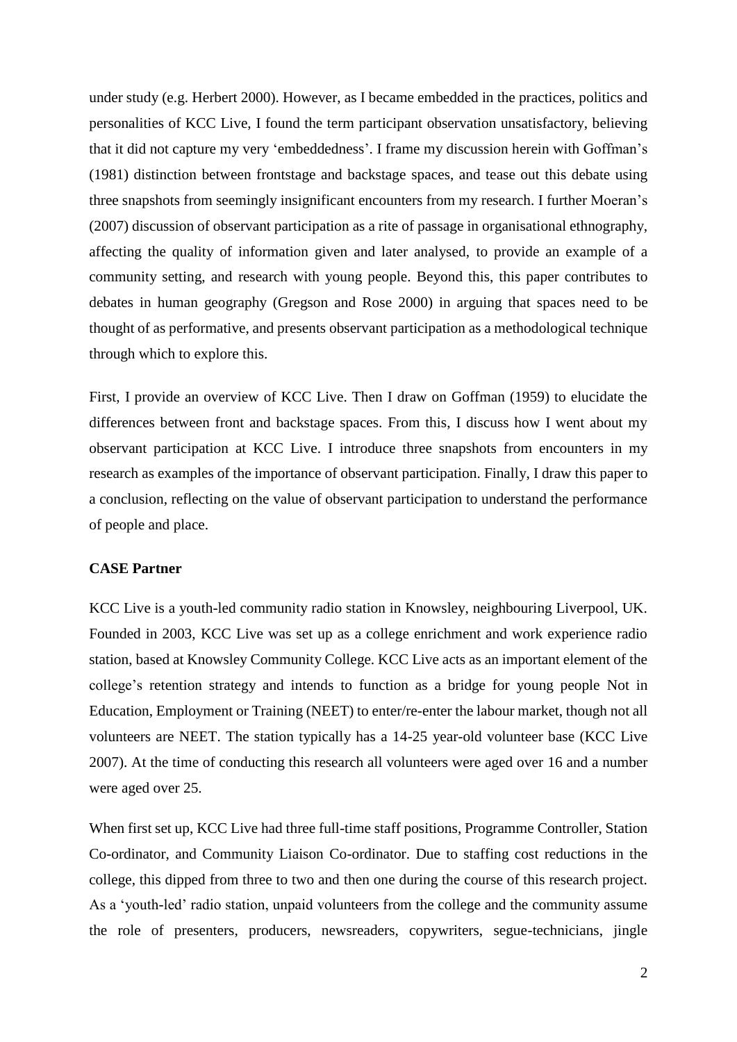under study (e.g. Herbert 2000). However, as I became embedded in the practices, politics and personalities of KCC Live, I found the term participant observation unsatisfactory, believing that it did not capture my very 'embeddedness'. I frame my discussion herein with Goffman's (1981) distinction between frontstage and backstage spaces, and tease out this debate using three snapshots from seemingly insignificant encounters from my research. I further Moeran's (2007) discussion of observant participation as a rite of passage in organisational ethnography, affecting the quality of information given and later analysed, to provide an example of a community setting, and research with young people. Beyond this, this paper contributes to debates in human geography (Gregson and Rose 2000) in arguing that spaces need to be thought of as performative, and presents observant participation as a methodological technique through which to explore this.

First, I provide an overview of KCC Live. Then I draw on Goffman (1959) to elucidate the differences between front and backstage spaces. From this, I discuss how I went about my observant participation at KCC Live. I introduce three snapshots from encounters in my research as examples of the importance of observant participation. Finally, I draw this paper to a conclusion, reflecting on the value of observant participation to understand the performance of people and place.

**CASE Partner**

KCC Live is a youth-led community radio station in Knowsley, neighbouring Liverpool, UK. Founded in 2003, KCC Live was set up as a college enrichment and work experience radio station, based at Knowsley Community College. KCC Live acts as an important element of the college's retention strategy and intends to function as a bridge for young people Not in Education, Employment or Training (NEET) to enter/re-enter the labour market, though not all volunteers are NEET. The station typically has a 14-25 year-old volunteer base (KCC Live 2007). At the time of conducting this research all volunteers were aged over 16 and a number were aged over 25.

When first set up, KCC Live had three full-time staff positions, Programme Controller, Station Co-ordinator, and Community Liaison Co-ordinator. Due to staffing cost reductions in the college, this dipped from three to two and then one during the course of this research project. As a 'youth-led' radio station, unpaid volunteers from the college and the community assume the role of presenters, producers, newsreaders, copywriters, segue-technicians, jingle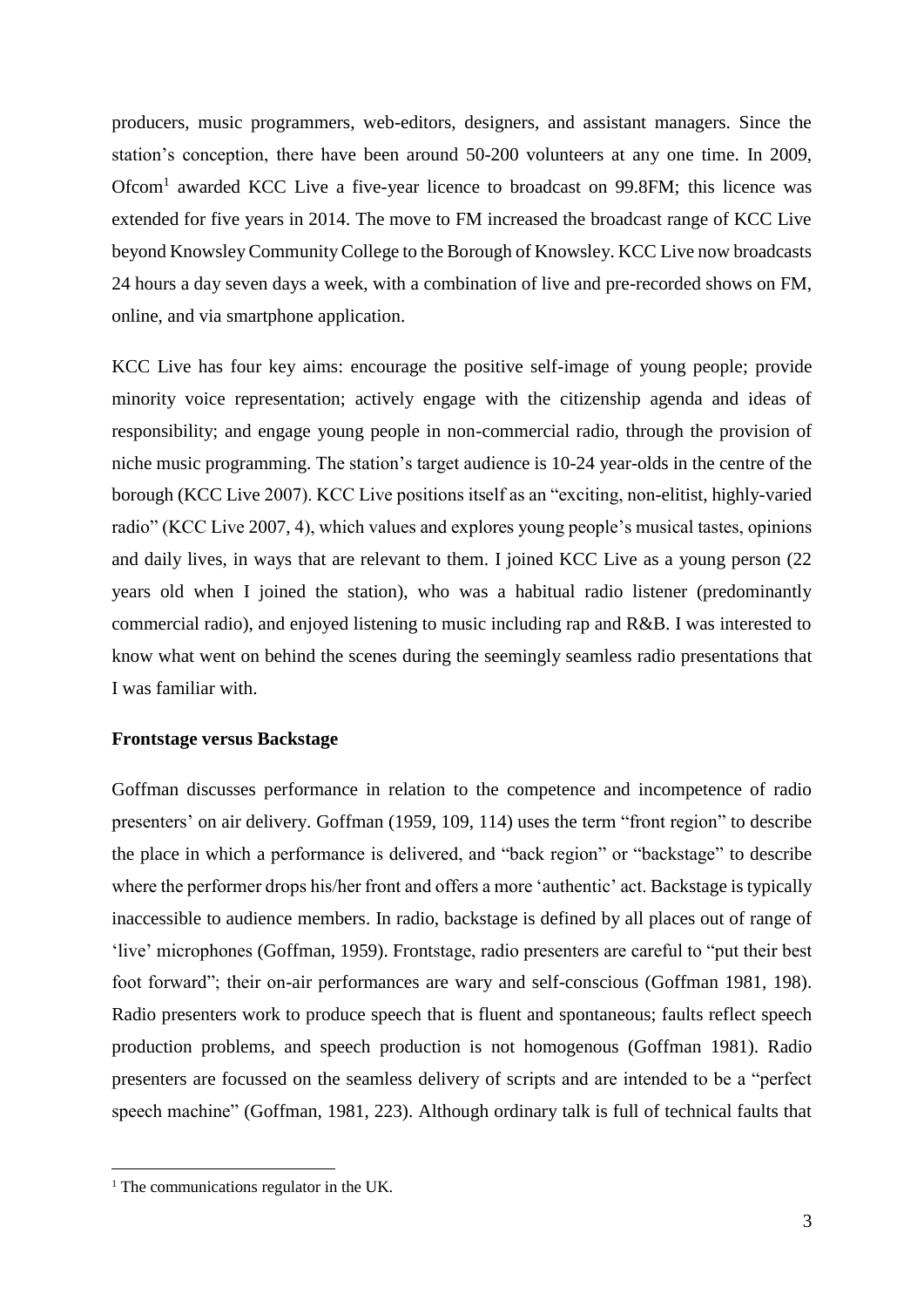producers, music programmers, web-editors, designers, and assistant managers. Since the station's conception, there have been around 50-200 volunteers at any one time. In 2009, Ofcom[1] awarded KCC Live a five-year licence to broadcast on 99.8FM; this licence was extended for five years in 2014. The move to FM increased the broadcast range of KCC Live beyond Knowsley Community College to the Borough of Knowsley. KCC Live now broadcasts 24 hours a day seven days a week, with a combination of live and pre-recorded shows on FM, online, and via smartphone application.

KCC Live has four key aims: encourage the positive self-image of young people; provide minority voice representation; actively engage with the citizenship agenda and ideas of responsibility; and engage young people in non-commercial radio, through the provision of niche music programming. The station's target audience is 10-24 year-olds in the centre of the borough (KCC Live 2007). KCC Live positions itself as an "exciting, non-elitist, highly-varied radio" (KCC Live 2007, 4), which values and explores young people's musical tastes, opinions and daily lives, in ways that are relevant to them. I joined KCC Live as a young person (22 years old when I joined the station), who was a habitual radio listener (predominantly commercial radio), and enjoyed listening to music including rap and R&B. I was interested to know what went on behind the scenes during the seemingly seamless radio presentations that I was familiar with.

**Frontstage versus Backstage**

Goffman discusses performance in relation to the competence and incompetence of radio presenters' on air delivery. Goffman (1959, 109, 114) uses the term "front region" to describe the place in which a performance is delivered, and "back region" or "backstage" to describe where the performer drops his/her front and offers a more 'authentic' act. Backstage is typically inaccessible to audience members. In radio, backstage is defined by all places out of range of 'live' microphones (Goffman, 1959). Frontstage, radio presenters are careful to "put their best foot forward"; their on-air performances are wary and self-conscious (Goffman 1981, 198). Radio presenters work to produce speech that is fluent and spontaneous; faults reflect speech production problems, and speech production is not homogenous (Goffman 1981). Radio presenters are focussed on the seamless delivery of scripts and are intended to be a "perfect speech machine" (Goffman, 1981, 223). Although ordinary talk is full of technical faults that

[1] The communications regulator in the UK.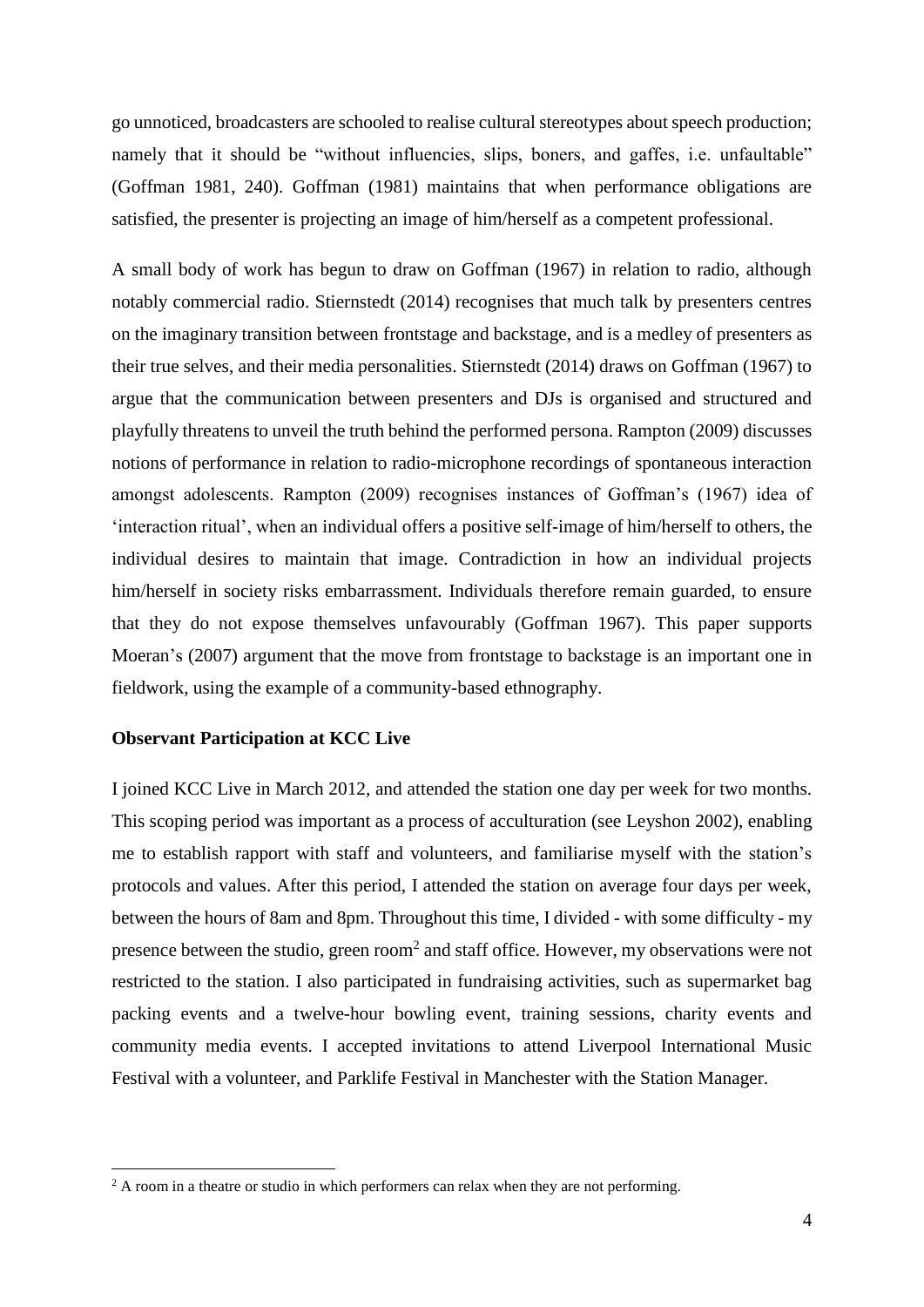go unnoticed, broadcasters are schooled to realise cultural stereotypes about speech production; namely that it should be "without influencies, slips, boners, and gaffes, i.e. unfaultable" (Goffman 1981, 240). Goffman (1981) maintains that when performance obligations are satisfied, the presenter is projecting an image of him/herself as a competent professional.

A small body of work has begun to draw on Goffman (1967) in relation to radio, although notably commercial radio. Stiernstedt (2014) recognises that much talk by presenters centres on the imaginary transition between frontstage and backstage, and is a medley of presenters as their true selves, and their media personalities. Stiernstedt (2014) draws on Goffman (1967) to argue that the communication between presenters and DJs is organised and structured and playfully threatens to unveil the truth behind the performed persona. Rampton (2009) discusses notions of performance in relation to radio-microphone recordings of spontaneous interaction amongst adolescents. Rampton (2009) recognises instances of Goffman's (1967) idea of 'interaction ritual', when an individual offers a positive self-image of him/herself to others, the individual desires to maintain that image. Contradiction in how an individual projects him/herself in society risks embarrassment. Individuals therefore remain guarded, to ensure that they do not expose themselves unfavourably (Goffman 1967). This paper supports Moeran's (2007) argument that the move from frontstage to backstage is an important one in fieldwork, using the example of a community-based ethnography.

**Observant Participation at KCC Live**

I joined KCC Live in March 2012, and attended the station one day per week for two months. This scoping period was important as a process of acculturation (see Leyshon 2002), enabling me to establish rapport with staff and volunteers, and familiarise myself with the station's protocols and values. After this period, I attended the station on average four days per week, between the hours of 8am and 8pm. Throughout this time, I divided - with some difficulty - my presence between the studio, green room[2] and staff office. However, my observations were not restricted to the station. I also participated in fundraising activities, such as supermarket bag packing events and a twelve-hour bowling event, training sessions, charity events and community media events. I accepted invitations to attend Liverpool International Music Festival with a volunteer, and Parklife Festival in Manchester with the Station Manager.

[2] A room in a theatre or studio in which performers can relax when they are not performing.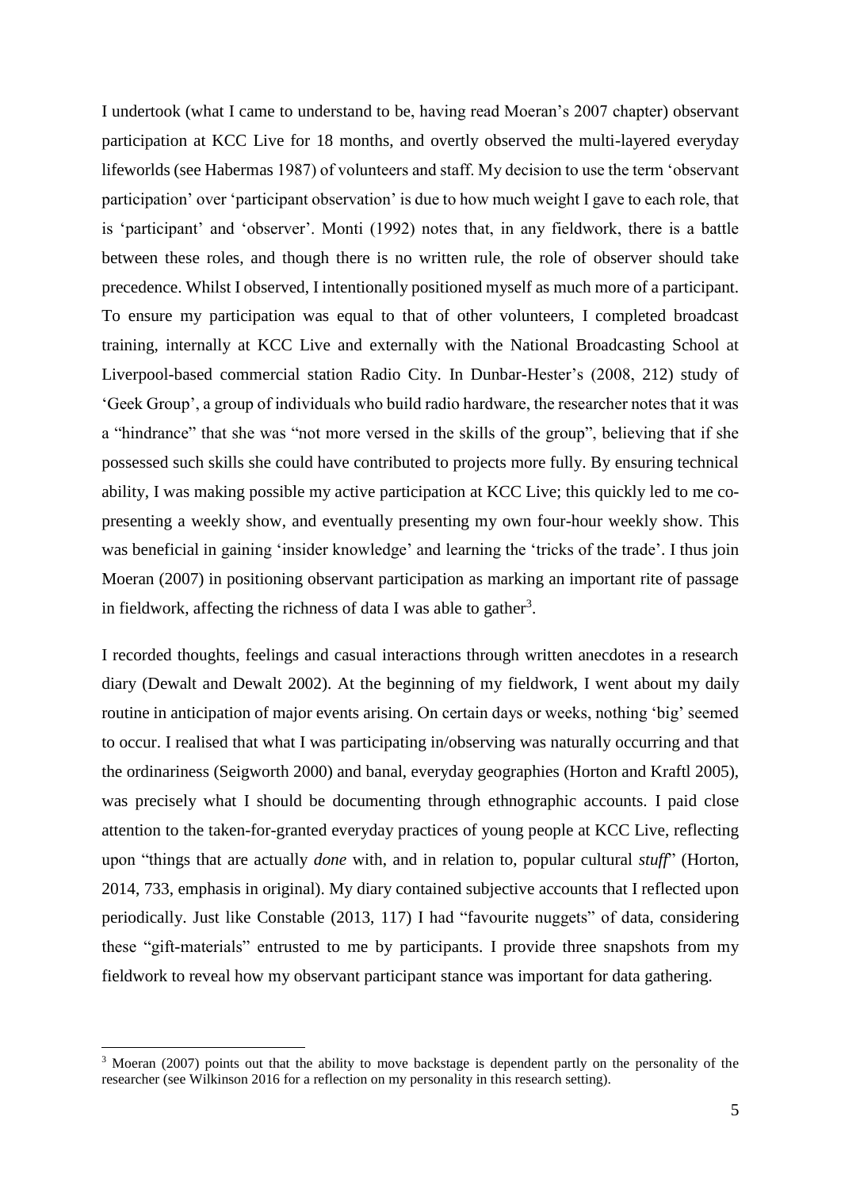I undertook (what I came to understand to be, having read Moeran's 2007 chapter) observant participation at KCC Live for 18 months, and overtly observed the multi-layered everyday lifeworlds (see Habermas 1987) of volunteers and staff. My decision to use the term 'observant participation' over 'participant observation' is due to how much weight I gave to each role, that is 'participant' and 'observer'. Monti (1992) notes that, in any fieldwork, there is a battle between these roles, and though there is no written rule, the role of observer should take precedence. Whilst I observed, I intentionally positioned myself as much more of a participant. To ensure my participation was equal to that of other volunteers, I completed broadcast training, internally at KCC Live and externally with the National Broadcasting School at Liverpool-based commercial station Radio City. In Dunbar-Hester's (2008, 212) study of 'Geek Group', a group of individuals who build radio hardware, the researcher notes that it was a "hindrance" that she was "not more versed in the skills of the group", believing that if she possessed such skills she could have contributed to projects more fully. By ensuring technical ability, I was making possible my active participation at KCC Live; this quickly led to me co-presenting a weekly show, and eventually presenting my own four-hour weekly show. This was beneficial in gaining 'insider knowledge' and learning the 'tricks of the trade'. I thus join Moeran (2007) in positioning observant participation as marking an important rite of passage in fieldwork, affecting the richness of data I was able to gather[3].

I recorded thoughts, feelings and casual interactions through written anecdotes in a research diary (Dewalt and Dewalt 2002). At the beginning of my fieldwork, I went about my daily routine in anticipation of major events arising. On certain days or weeks, nothing 'big' seemed to occur. I realised that what I was participating in/observing was naturally occurring and that the ordinariness (Seigworth 2000) and banal, everyday geographies (Horton and Kraftl 2005), was precisely what I should be documenting through ethnographic accounts. I paid close attention to the taken-for-granted everyday practices of young people at KCC Live, reflecting upon "things that are actually *done* with, and in relation to, popular cultural *stuff*" (Horton, 2014, 733, emphasis in original). My diary contained subjective accounts that I reflected upon periodically. Just like Constable (2013, 117) I had "favourite nuggets" of data, considering these "gift-materials" entrusted to me by participants. I provide three snapshots from my fieldwork to reveal how my observant participant stance was important for data gathering.

[3] Moeran (2007) points out that the ability to move backstage is dependent partly on the personality of the researcher (see Wilkinson 2016 for a reflection on my personality in this research setting).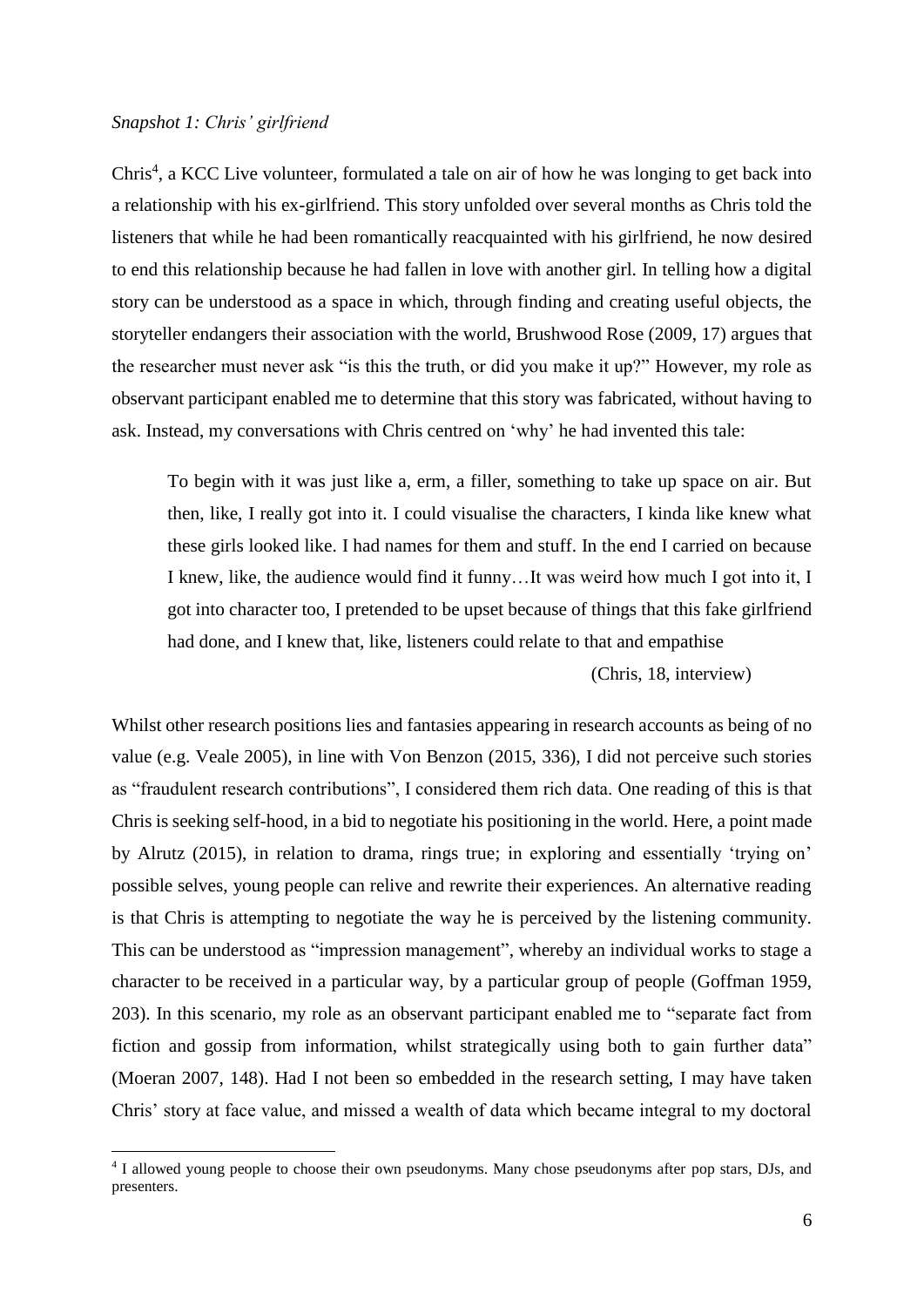*Snapshot 1: Chris' girlfriend*

Chris[4], a KCC Live volunteer, formulated a tale on air of how he was longing to get back into a relationship with his ex-girlfriend. This story unfolded over several months as Chris told the listeners that while he had been romantically reacquainted with his girlfriend, he now desired to end this relationship because he had fallen in love with another girl. In telling how a digital story can be understood as a space in which, through finding and creating useful objects, the storyteller endangers their association with the world, Brushwood Rose (2009, 17) argues that the researcher must never ask "is this the truth, or did you make it up?" However, my role as observant participant enabled me to determine that this story was fabricated, without having to ask. Instead, my conversations with Chris centred on 'why' he had invented this tale:

> To begin with it was just like a, erm, a filler, something to take up space on air. But then, like, I really got into it. I could visualise the characters, I kinda like knew what these girls looked like. I had names for them and stuff. In the end I carried on because I knew, like, the audience would find it funny…It was weird how much I got into it, I got into character too, I pretended to be upset because of things that this fake girlfriend had done, and I knew that, like, listeners could relate to that and empathise
>
> (Chris, 18, interview)

Whilst other research positions lies and fantasies appearing in research accounts as being of no value (e.g. Veale 2005), in line with Von Benzon (2015, 336), I did not perceive such stories as "fraudulent research contributions", I considered them rich data. One reading of this is that Chris is seeking self-hood, in a bid to negotiate his positioning in the world. Here, a point made by Alrutz (2015), in relation to drama, rings true; in exploring and essentially 'trying on' possible selves, young people can relive and rewrite their experiences. An alternative reading is that Chris is attempting to negotiate the way he is perceived by the listening community. This can be understood as "impression management", whereby an individual works to stage a character to be received in a particular way, by a particular group of people (Goffman 1959, 203). In this scenario, my role as an observant participant enabled me to "separate fact from fiction and gossip from information, whilst strategically using both to gain further data" (Moeran 2007, 148). Had I not been so embedded in the research setting, I may have taken Chris' story at face value, and missed a wealth of data which became integral to my doctoral

[4] I allowed young people to choose their own pseudonyms. Many chose pseudonyms after pop stars, DJs, and presenters.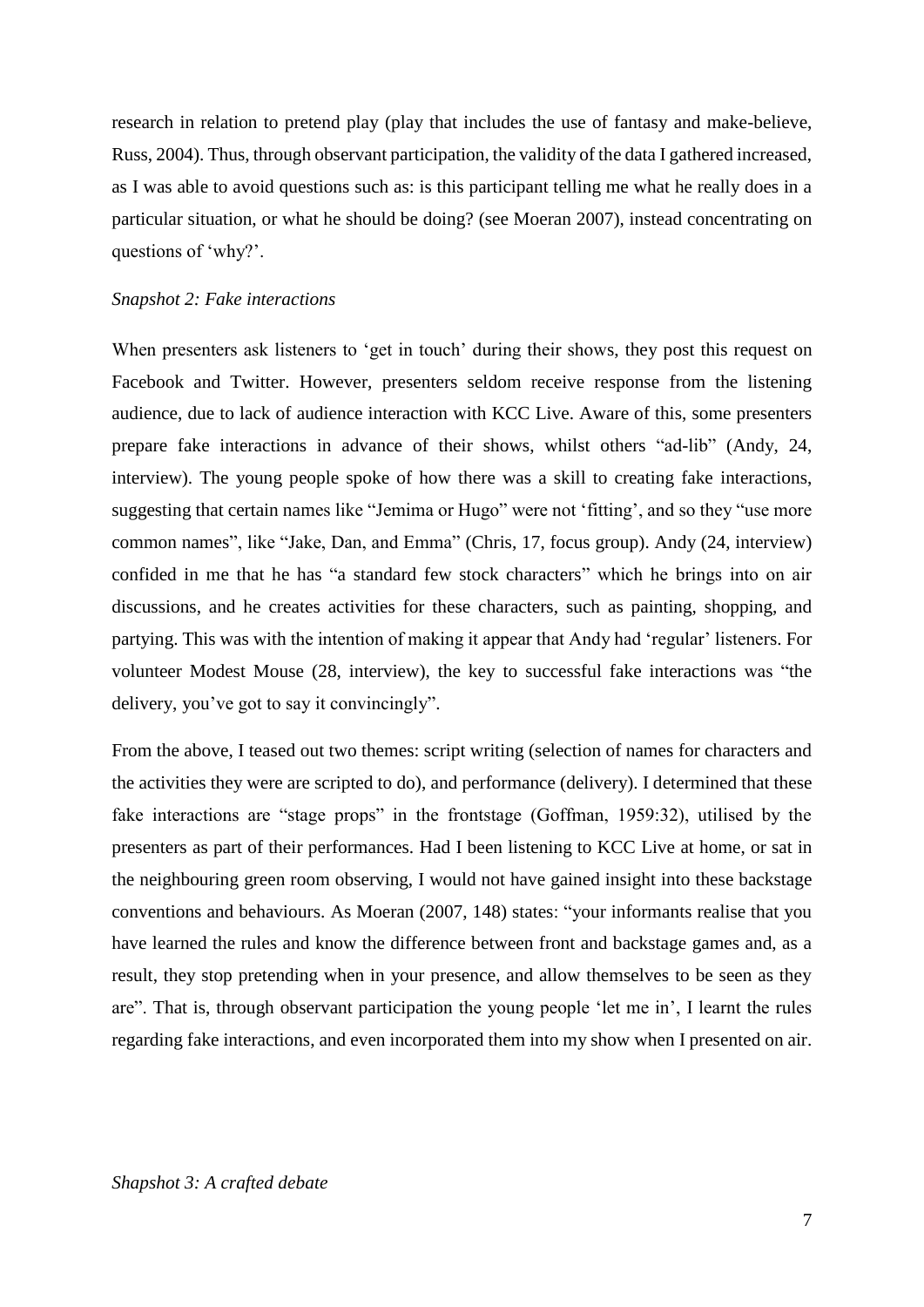research in relation to pretend play (play that includes the use of fantasy and make-believe, Russ, 2004). Thus, through observant participation, the validity of the data I gathered increased, as I was able to avoid questions such as: is this participant telling me what he really does in a particular situation, or what he should be doing? (see Moeran 2007), instead concentrating on questions of 'why?'.

*Snapshot 2: Fake interactions*

When presenters ask listeners to 'get in touch' during their shows, they post this request on Facebook and Twitter. However, presenters seldom receive response from the listening audience, due to lack of audience interaction with KCC Live. Aware of this, some presenters prepare fake interactions in advance of their shows, whilst others "ad-lib" (Andy, 24, interview). The young people spoke of how there was a skill to creating fake interactions, suggesting that certain names like "Jemima or Hugo" were not 'fitting', and so they "use more common names", like "Jake, Dan, and Emma" (Chris, 17, focus group). Andy (24, interview) confided in me that he has "a standard few stock characters" which he brings into on air discussions, and he creates activities for these characters, such as painting, shopping, and partying. This was with the intention of making it appear that Andy had 'regular' listeners. For volunteer Modest Mouse (28, interview), the key to successful fake interactions was "the delivery, you've got to say it convincingly".

From the above, I teased out two themes: script writing (selection of names for characters and the activities they were are scripted to do), and performance (delivery). I determined that these fake interactions are "stage props" in the frontstage (Goffman, 1959:32), utilised by the presenters as part of their performances. Had I been listening to KCC Live at home, or sat in the neighbouring green room observing, I would not have gained insight into these backstage conventions and behaviours. As Moeran (2007, 148) states: "your informants realise that you have learned the rules and know the difference between front and backstage games and, as a result, they stop pretending when in your presence, and allow themselves to be seen as they are". That is, through observant participation the young people 'let me in', I learnt the rules regarding fake interactions, and even incorporated them into my show when I presented on air.

*Shapshot 3: A crafted debate*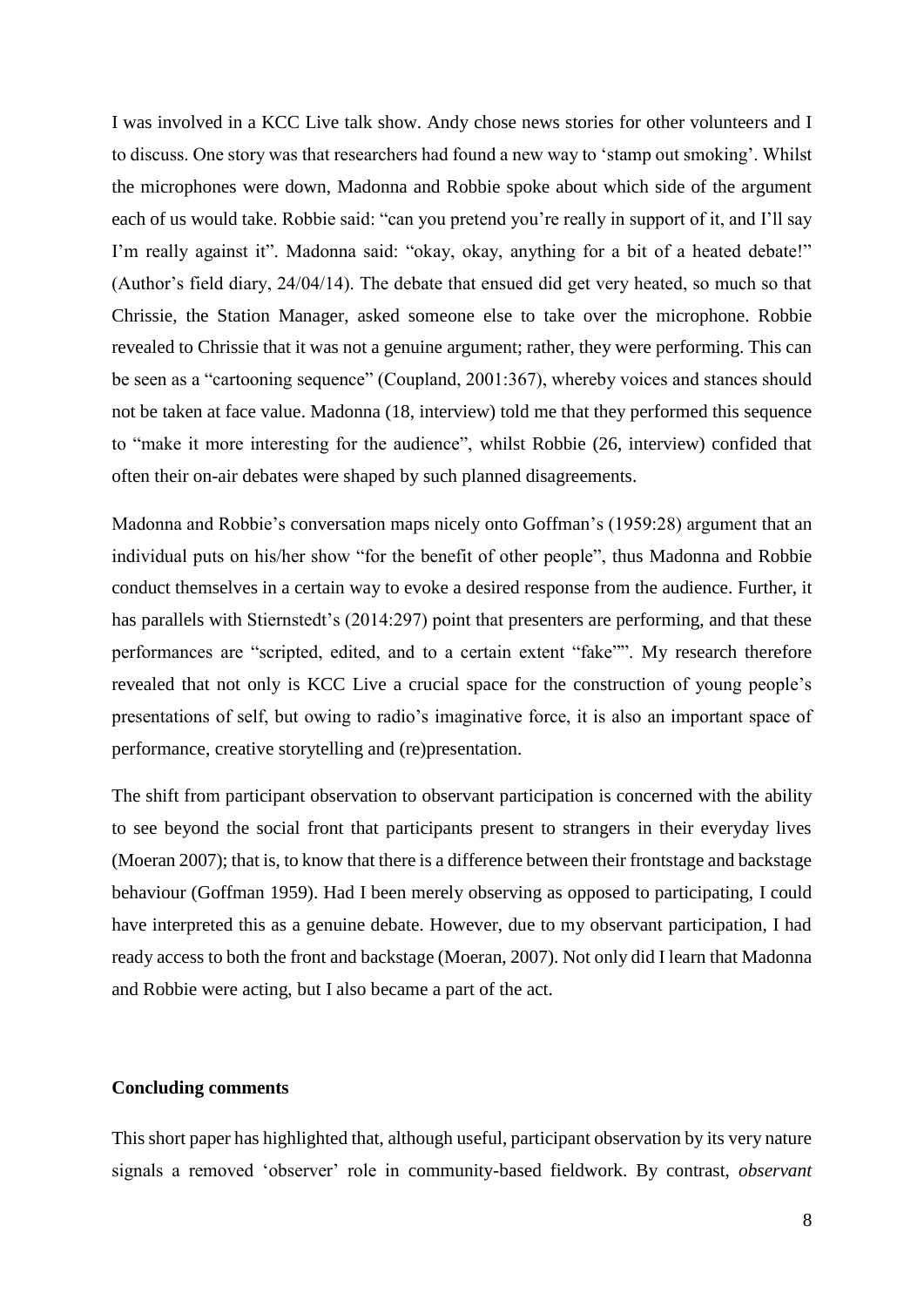I was involved in a KCC Live talk show. Andy chose news stories for other volunteers and I to discuss. One story was that researchers had found a new way to 'stamp out smoking'. Whilst the microphones were down, Madonna and Robbie spoke about which side of the argument each of us would take. Robbie said: "can you pretend you're really in support of it, and I'll say I'm really against it". Madonna said: "okay, okay, anything for a bit of a heated debate!" (Author's field diary, 24/04/14). The debate that ensued did get very heated, so much so that Chrissie, the Station Manager, asked someone else to take over the microphone. Robbie revealed to Chrissie that it was not a genuine argument; rather, they were performing. This can be seen as a "cartooning sequence" (Coupland, 2001:367), whereby voices and stances should not be taken at face value. Madonna (18, interview) told me that they performed this sequence to "make it more interesting for the audience", whilst Robbie (26, interview) confided that often their on-air debates were shaped by such planned disagreements.

Madonna and Robbie's conversation maps nicely onto Goffman's (1959:28) argument that an individual puts on his/her show "for the benefit of other people", thus Madonna and Robbie conduct themselves in a certain way to evoke a desired response from the audience. Further, it has parallels with Stiernstedt's (2014:297) point that presenters are performing, and that these performances are "scripted, edited, and to a certain extent "fake"". My research therefore revealed that not only is KCC Live a crucial space for the construction of young people's presentations of self, but owing to radio's imaginative force, it is also an important space of performance, creative storytelling and (re)presentation.

The shift from participant observation to observant participation is concerned with the ability to see beyond the social front that participants present to strangers in their everyday lives (Moeran 2007); that is, to know that there is a difference between their frontstage and backstage behaviour (Goffman 1959). Had I been merely observing as opposed to participating, I could have interpreted this as a genuine debate. However, due to my observant participation, I had ready access to both the front and backstage (Moeran, 2007). Not only did I learn that Madonna and Robbie were acting, but I also became a part of the act.

## Concluding comments

This short paper has highlighted that, although useful, participant observation by its very nature signals a removed 'observer' role in community-based fieldwork. By contrast, *observant*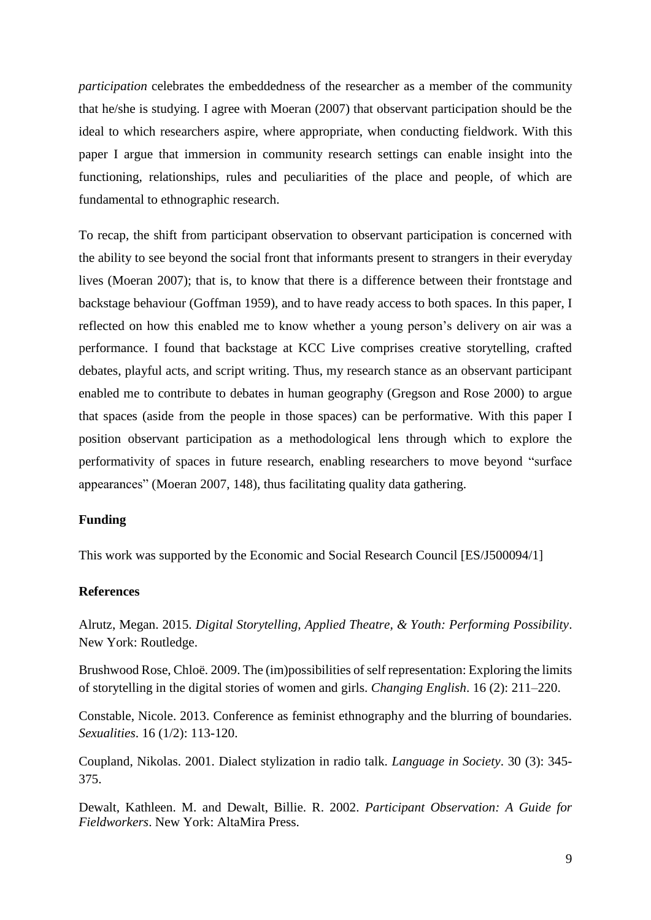*participation* celebrates the embeddedness of the researcher as a member of the community that he/she is studying. I agree with Moeran (2007) that observant participation should be the ideal to which researchers aspire, where appropriate, when conducting fieldwork. With this paper I argue that immersion in community research settings can enable insight into the functioning, relationships, rules and peculiarities of the place and people, of which are fundamental to ethnographic research.

To recap, the shift from participant observation to observant participation is concerned with the ability to see beyond the social front that informants present to strangers in their everyday lives (Moeran 2007); that is, to know that there is a difference between their frontstage and backstage behaviour (Goffman 1959), and to have ready access to both spaces. In this paper, I reflected on how this enabled me to know whether a young person's delivery on air was a performance. I found that backstage at KCC Live comprises creative storytelling, crafted debates, playful acts, and script writing. Thus, my research stance as an observant participant enabled me to contribute to debates in human geography (Gregson and Rose 2000) to argue that spaces (aside from the people in those spaces) can be performative. With this paper I position observant participation as a methodological lens through which to explore the performativity of spaces in future research, enabling researchers to move beyond "surface appearances" (Moeran 2007, 148), thus facilitating quality data gathering.

**Funding**

This work was supported by the Economic and Social Research Council [ES/J500094/1]

**References**

Alrutz, Megan. 2015. *Digital Storytelling, Applied Theatre, & Youth: Performing Possibility*. New York: Routledge.

Brushwood Rose, Chloë. 2009. The (im)possibilities of self representation: Exploring the limits of storytelling in the digital stories of women and girls. *Changing English*. 16 (2): 211–220.

Constable, Nicole. 2013. Conference as feminist ethnography and the blurring of boundaries. *Sexualities*. 16 (1/2): 113-120.

Coupland, Nikolas. 2001. Dialect stylization in radio talk. *Language in Society*. 30 (3): 345-375.

Dewalt, Kathleen. M. and Dewalt, Billie. R. 2002. *Participant Observation: A Guide for Fieldworkers*. New York: AltaMira Press.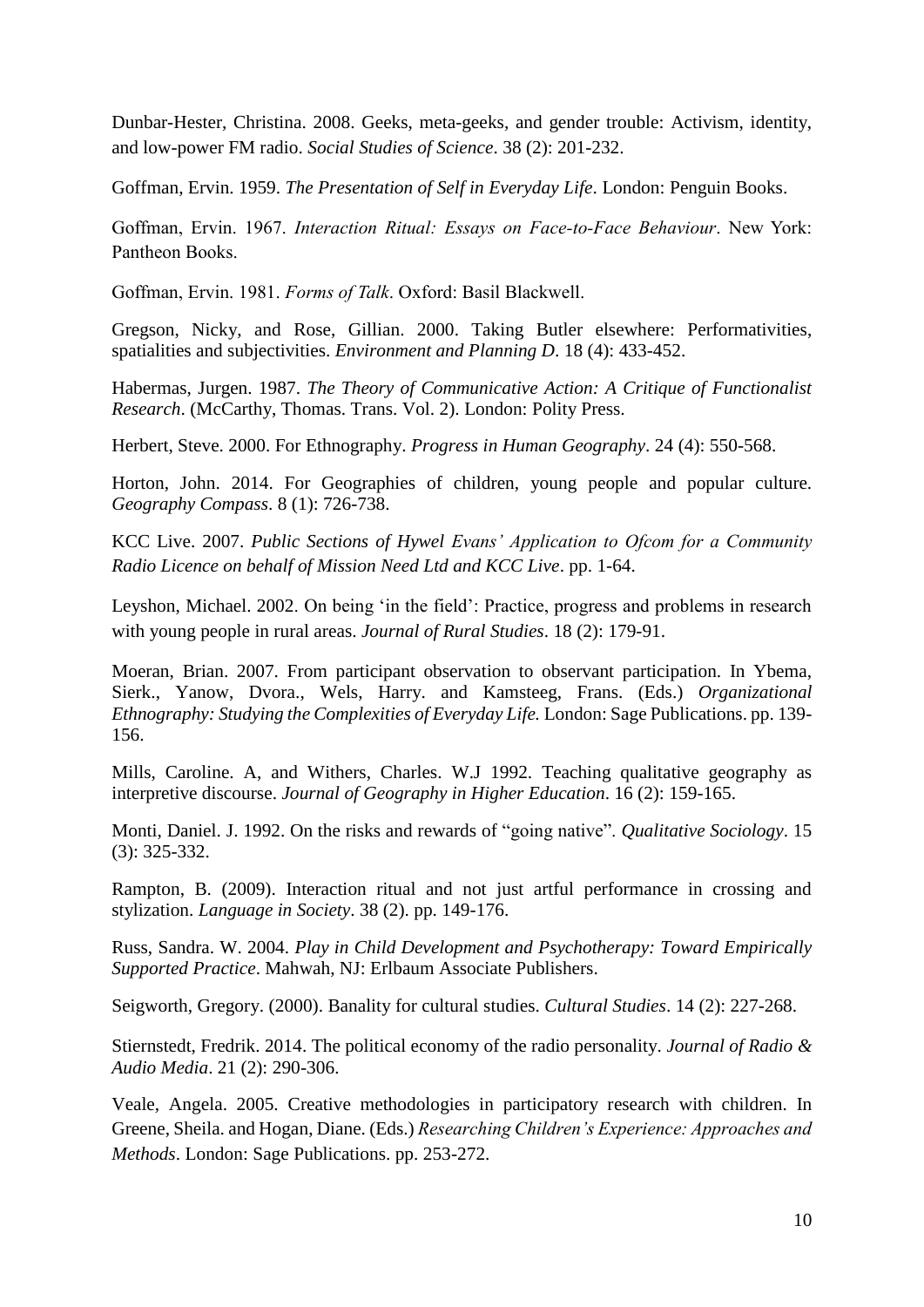Dunbar-Hester, Christina. 2008. Geeks, meta-geeks, and gender trouble: Activism, identity, and low-power FM radio. *Social Studies of Science*. 38 (2): 201-232.

Goffman, Ervin. 1959. *The Presentation of Self in Everyday Life*. London: Penguin Books.

Goffman, Ervin. 1967. *Interaction Ritual: Essays on Face-to-Face Behaviour*. New York: Pantheon Books.

Goffman, Ervin. 1981. *Forms of Talk*. Oxford: Basil Blackwell.

Gregson, Nicky, and Rose, Gillian. 2000. Taking Butler elsewhere: Performativities, spatialities and subjectivities. *Environment and Planning D*. 18 (4): 433-452.

Habermas, Jurgen. 1987. *The Theory of Communicative Action: A Critique of Functionalist Research*. (McCarthy, Thomas. Trans. Vol. 2). London: Polity Press.

Herbert, Steve. 2000. For Ethnography. *Progress in Human Geography*. 24 (4): 550-568.

Horton, John. 2014. For Geographies of children, young people and popular culture. *Geography Compass*. 8 (1): 726-738.

KCC Live. 2007. *Public Sections of Hywel Evans' Application to Ofcom for a Community Radio Licence on behalf of Mission Need Ltd and KCC Live*. pp. 1-64.

Leyshon, Michael. 2002. On being 'in the field': Practice, progress and problems in research with young people in rural areas. *Journal of Rural Studies*. 18 (2): 179-91.

Moeran, Brian. 2007. From participant observation to observant participation. In Ybema, Sierk., Yanow, Dvora., Wels, Harry. and Kamsteeg, Frans. (Eds.) *Organizational Ethnography: Studying the Complexities of Everyday Life.* London: Sage Publications. pp. 139-156.

Mills, Caroline. A, and Withers, Charles. W.J 1992. Teaching qualitative geography as interpretive discourse. *Journal of Geography in Higher Education*. 16 (2): 159-165.

Monti, Daniel. J. 1992. On the risks and rewards of "going native". *Qualitative Sociology*. 15 (3): 325-332.

Rampton, B. (2009). Interaction ritual and not just artful performance in crossing and stylization. *Language in Society*. 38 (2). pp. 149-176.

Russ, Sandra. W. 2004. *Play in Child Development and Psychotherapy: Toward Empirically Supported Practice*. Mahwah, NJ: Erlbaum Associate Publishers.

Seigworth, Gregory. (2000). Banality for cultural studies. *Cultural Studies*. 14 (2): 227-268.

Stiernstedt, Fredrik. 2014. The political economy of the radio personality. *Journal of Radio & Audio Media*. 21 (2): 290-306.

Veale, Angela. 2005. Creative methodologies in participatory research with children. In Greene, Sheila. and Hogan, Diane. (Eds.) *Researching Children's Experience: Approaches and Methods*. London: Sage Publications. pp. 253-272.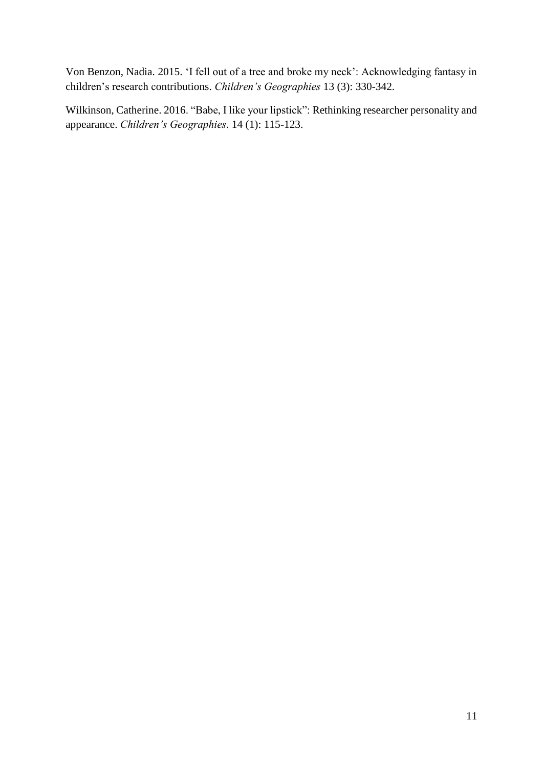Von Benzon, Nadia. 2015. 'I fell out of a tree and broke my neck': Acknowledging fantasy in children's research contributions. *Children's Geographies* 13 (3): 330-342.

Wilkinson, Catherine. 2016. "Babe, I like your lipstick": Rethinking researcher personality and appearance. *Children's Geographies*. 14 (1): 115-123.